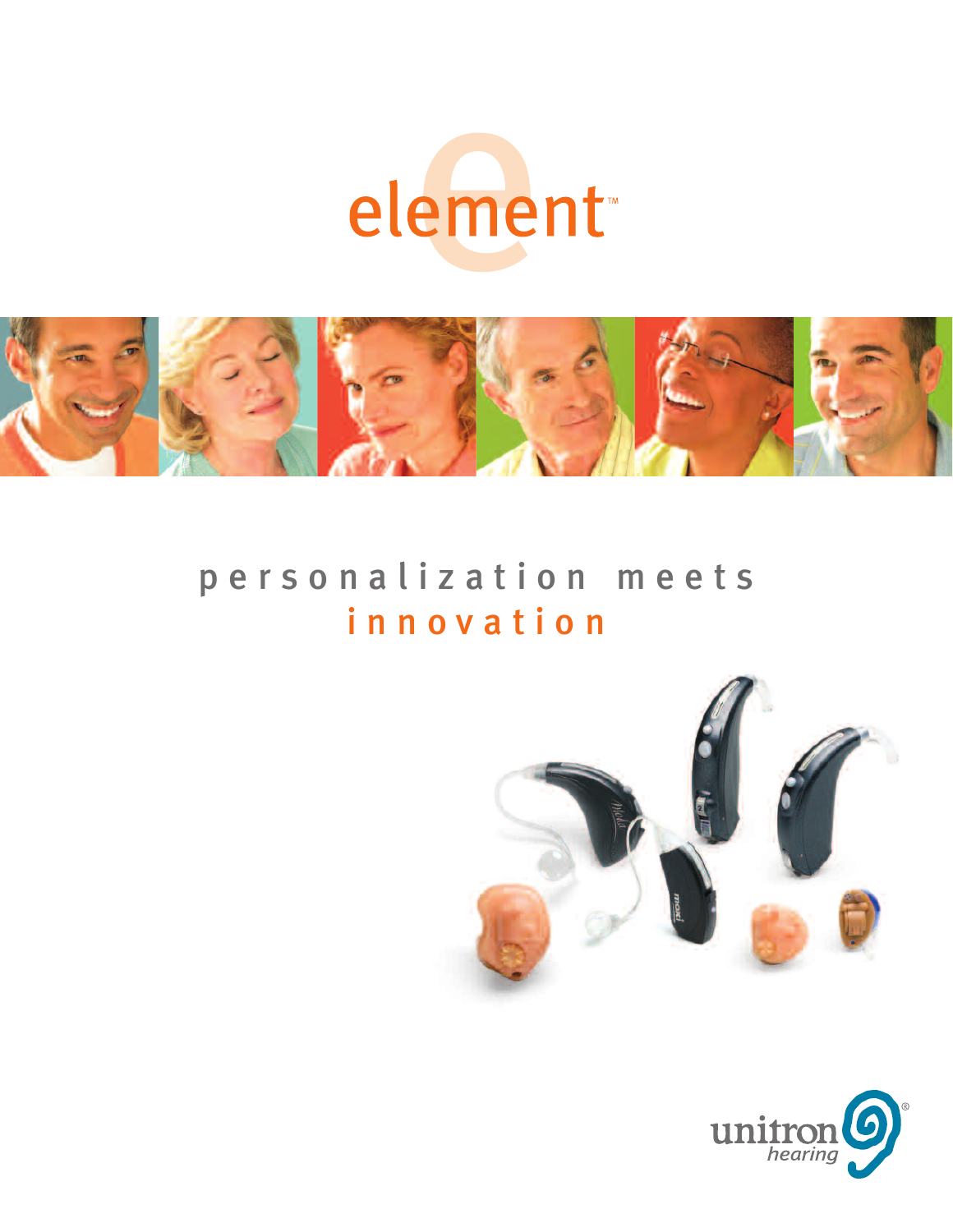# element™

personalization meets
innovation

unitron hearing®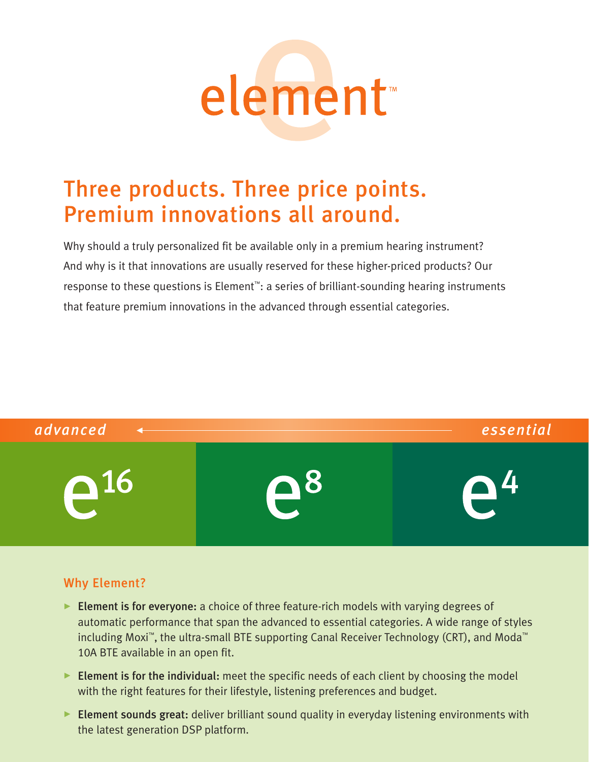# element™

## Three products. Three price points. Premium innovations all around.

Why should a truly personalized fit be available only in a premium hearing instrument? And why is it that innovations are usually reserved for these higher-priced products? Our response to these questions is Element™: a series of brilliant-sounding hearing instruments that feature premium innovations in the advanced through essential categories.

*advanced* ◂ *essential*

| e16 | e8 | e4 |
|---|---|---|

### Why Element?

- **Element is for everyone:** a choice of three feature-rich models with varying degrees of automatic performance that span the advanced to essential categories. A wide range of styles including Moxi™, the ultra-small BTE supporting Canal Receiver Technology (CRT), and Moda™ 10A BTE available in an open fit.
- **Element is for the individual:** meet the specific needs of each client by choosing the model with the right features for their lifestyle, listening preferences and budget.
- **Element sounds great:** deliver brilliant sound quality in everyday listening environments with the latest generation DSP platform.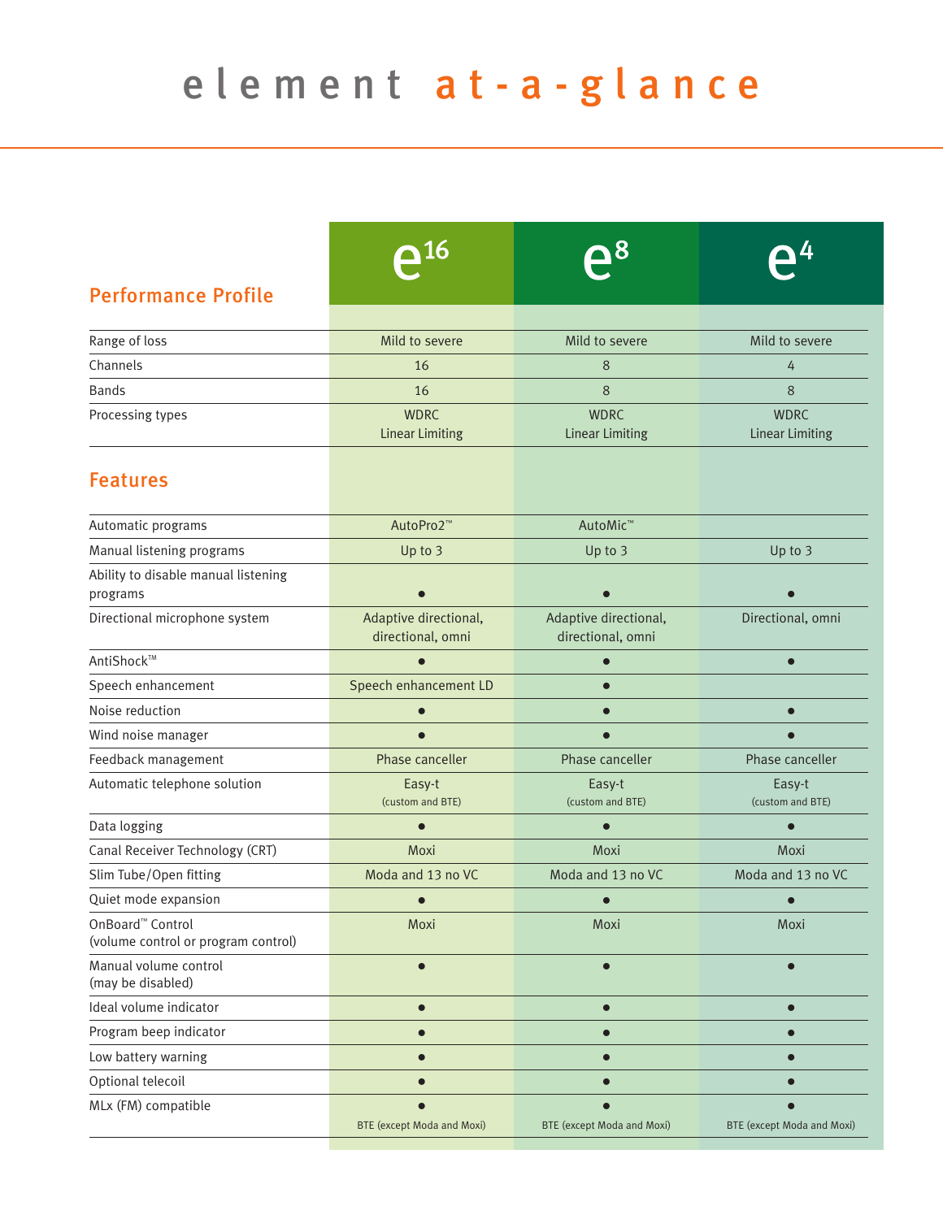# element at-a-glance

## Performance Profile

| | $e^{16}$ | $e^{8}$ | $e^{4}$ |
|---|---|---|---|
| Range of loss | Mild to severe | Mild to severe | Mild to severe |
| Channels | 16 | 8 | 4 |
| Bands | 16 | 8 | 8 |
| Processing types | WDRC<br>Linear Limiting | WDRC<br>Linear Limiting | WDRC<br>Linear Limiting |

## Features

| | $e^{16}$ | $e^{8}$ | $e^{4}$ |
|---|---|---|---|
| Automatic programs | AutoPro2™ | AutoMic™ | |
| Manual listening programs | Up to 3 | Up to 3 | Up to 3 |
| Ability to disable manual listening programs | ● | ● | ● |
| Directional microphone system | Adaptive directional, directional, omni | Adaptive directional, directional, omni | Directional, omni |
| AntiShock™ | ● | ● | ● |
| Speech enhancement | Speech enhancement LD | ● | |
| Noise reduction | ● | ● | ● |
| Wind noise manager | ● | ● | ● |
| Feedback management | Phase canceller | Phase canceller | Phase canceller |
| Automatic telephone solution | Easy-t<br>(custom and BTE) | Easy-t<br>(custom and BTE) | Easy-t<br>(custom and BTE) |
| Data logging | ● | ● | ● |
| Canal Receiver Technology (CRT) | Moxi | Moxi | Moxi |
| Slim Tube/Open fitting | Moda and 13 no VC | Moda and 13 no VC | Moda and 13 no VC |
| Quiet mode expansion | ● | ● | ● |
| OnBoard™ Control<br>(volume control or program control) | Moxi | Moxi | Moxi |
| Manual volume control<br>(may be disabled) | ● | ● | ● |
| Ideal volume indicator | ● | ● | ● |
| Program beep indicator | ● | ● | ● |
| Low battery warning | ● | ● | ● |
| Optional telecoil | ● | ● | ● |
| MLx (FM) compatible | ●<br>BTE (except Moda and Moxi) | ●<br>BTE (except Moda and Moxi) | ●<br>BTE (except Moda and Moxi) |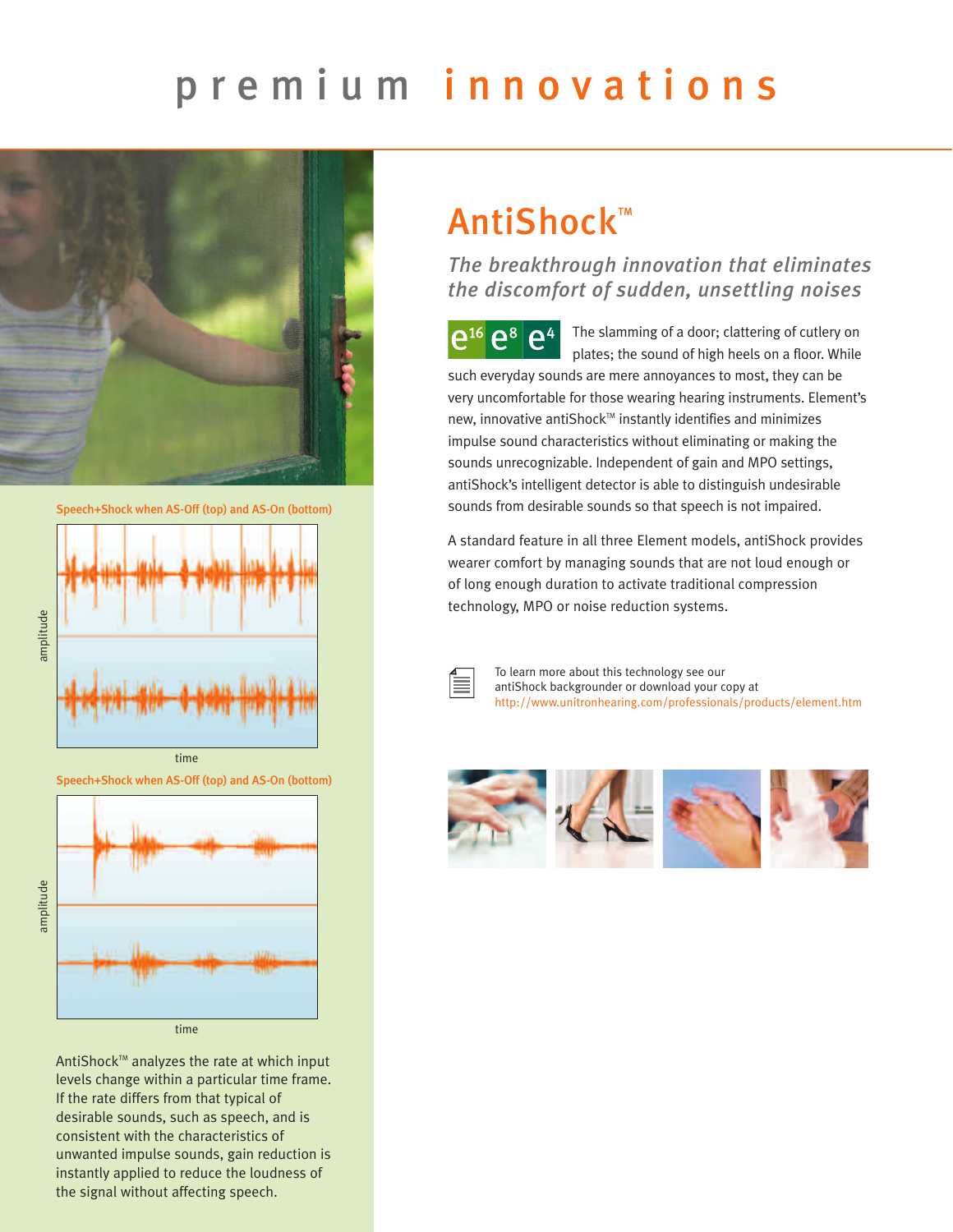# premium innovations

## AntiShock™

*The breakthrough innovation that eliminates the discomfort of sudden, unsettling noises*

e16 e8 e4

The slamming of a door; clattering of cutlery on plates; the sound of high heels on a floor. While such everyday sounds are mere annoyances to most, they can be very uncomfortable for those wearing hearing instruments. Element's new, innovative antiShock™ instantly identifies and minimizes impulse sound characteristics without eliminating or making the sounds unrecognizable. Independent of gain and MPO settings, antiShock's intelligent detector is able to distinguish undesirable sounds from desirable sounds so that speech is not impaired.

A standard feature in all three Element models, antiShock provides wearer comfort by managing sounds that are not loud enough or of long enough duration to activate traditional compression technology, MPO or noise reduction systems.

To learn more about this technology see our antiShock backgrounder or download your copy at http://www.unitronhearing.com/professionals/products/element.htm

Speech+Shock when AS-Off (top) and AS-On (bottom)

amplitude

time

Speech+Shock when AS-Off (top) and AS-On (bottom)

amplitude

time

AntiShock™ analyzes the rate at which input levels change within a particular time frame. If the rate differs from that typical of desirable sounds, such as speech, and is consistent with the characteristics of unwanted impulse sounds, gain reduction is instantly applied to reduce the loudness of the signal without affecting speech.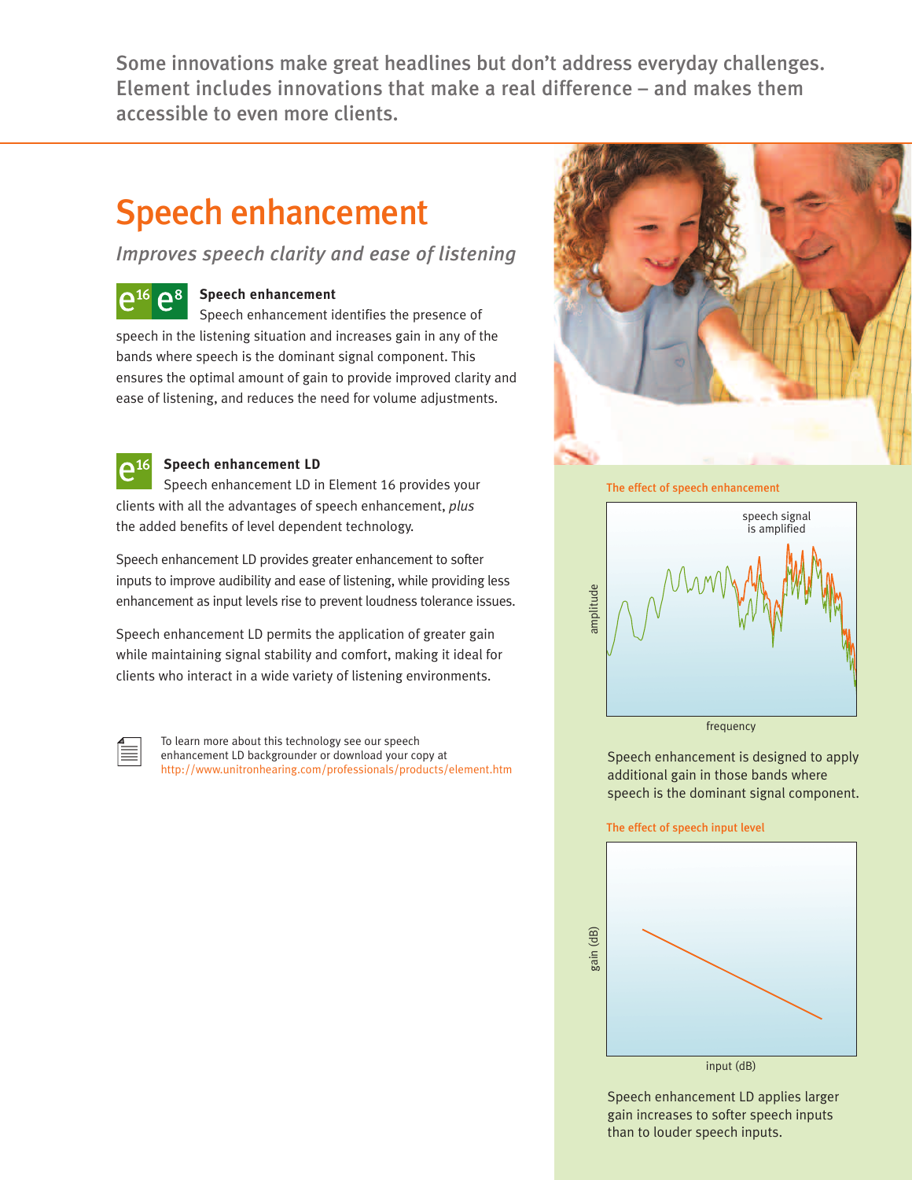Some innovations make great headlines but don't address everyday challenges. Element includes innovations that make a real difference – and makes them accessible to even more clients.

# Speech enhancement

*Improves speech clarity and ease of listening*

e16 e8

**Speech enhancement**

Speech enhancement identifies the presence of speech in the listening situation and increases gain in any of the bands where speech is the dominant signal component. This ensures the optimal amount of gain to provide improved clarity and ease of listening, and reduces the need for volume adjustments.

e16

**Speech enhancement LD**

Speech enhancement LD in Element 16 provides your clients with all the advantages of speech enhancement, *plus* the added benefits of level dependent technology.

Speech enhancement LD provides greater enhancement to softer inputs to improve audibility and ease of listening, while providing less enhancement as input levels rise to prevent loudness tolerance issues.

Speech enhancement LD permits the application of greater gain while maintaining signal stability and comfort, making it ideal for clients who interact in a wide variety of listening environments.

To learn more about this technology see our speech enhancement LD backgrounder or download your copy at http://www.unitronhearing.com/professionals/products/element.htm

The effect of speech enhancement

speech signal is amplified

amplitude

frequency

Speech enhancement is designed to apply additional gain in those bands where speech is the dominant signal component.

The effect of speech input level

gain (dB)

input (dB)

Speech enhancement LD applies larger gain increases to softer speech inputs than to louder speech inputs.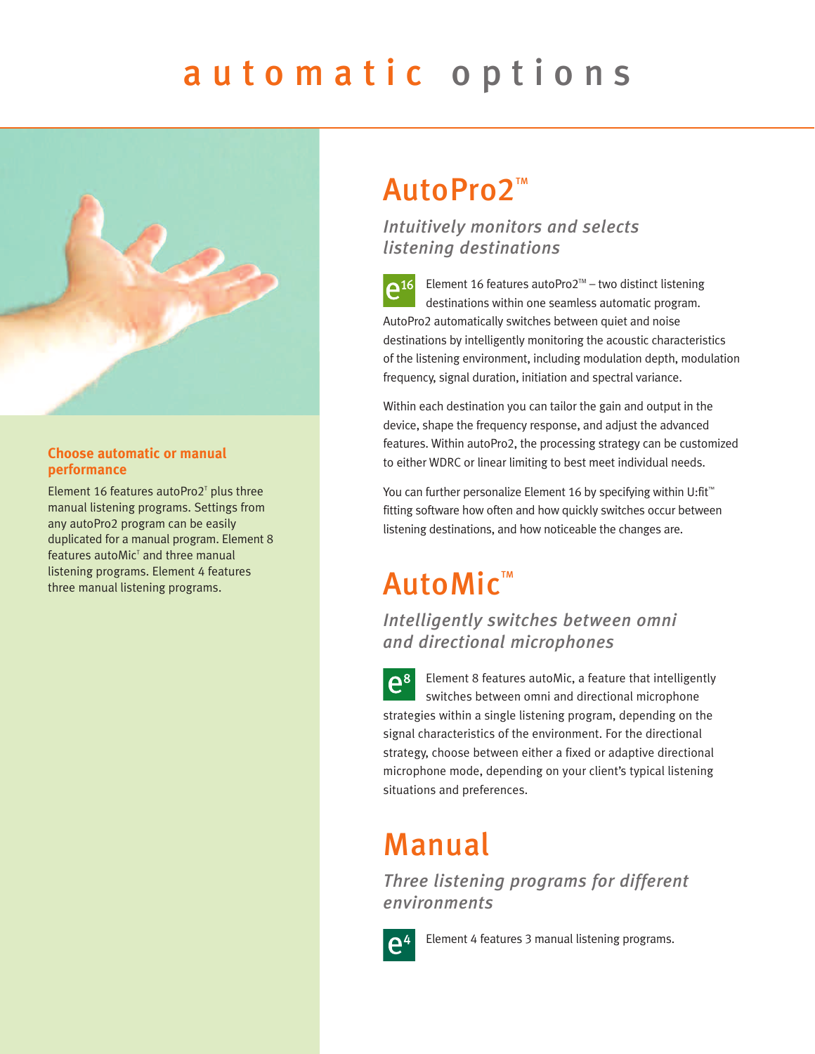# automatic options

### Choose automatic or manual performance

Element 16 features autoPro2[†] plus three manual listening programs. Settings from any autoPro2 program can be easily duplicated for a manual program. Element 8 features autoMic[†] and three manual listening programs. Element 4 features three manual listening programs.

## AutoPro2™

*Intuitively monitors and selects listening destinations*

e16 Element 16 features autoPro2™ – two distinct listening destinations within one seamless automatic program. AutoPro2 automatically switches between quiet and noise destinations by intelligently monitoring the acoustic characteristics of the listening environment, including modulation depth, modulation frequency, signal duration, initiation and spectral variance.

Within each destination you can tailor the gain and output in the device, shape the frequency response, and adjust the advanced features. Within autoPro2, the processing strategy can be customized to either WDRC or linear limiting to best meet individual needs.

You can further personalize Element 16 by specifying within U:fit™ fitting software how often and how quickly switches occur between listening destinations, and how noticeable the changes are.

## AutoMic™

*Intelligently switches between omni and directional microphones*

e8 Element 8 features autoMic, a feature that intelligently switches between omni and directional microphone strategies within a single listening program, depending on the signal characteristics of the environment. For the directional strategy, choose between either a fixed or adaptive directional microphone mode, depending on your client's typical listening situations and preferences.

## Manual

*Three listening programs for different environments*

e4 Element 4 features 3 manual listening programs.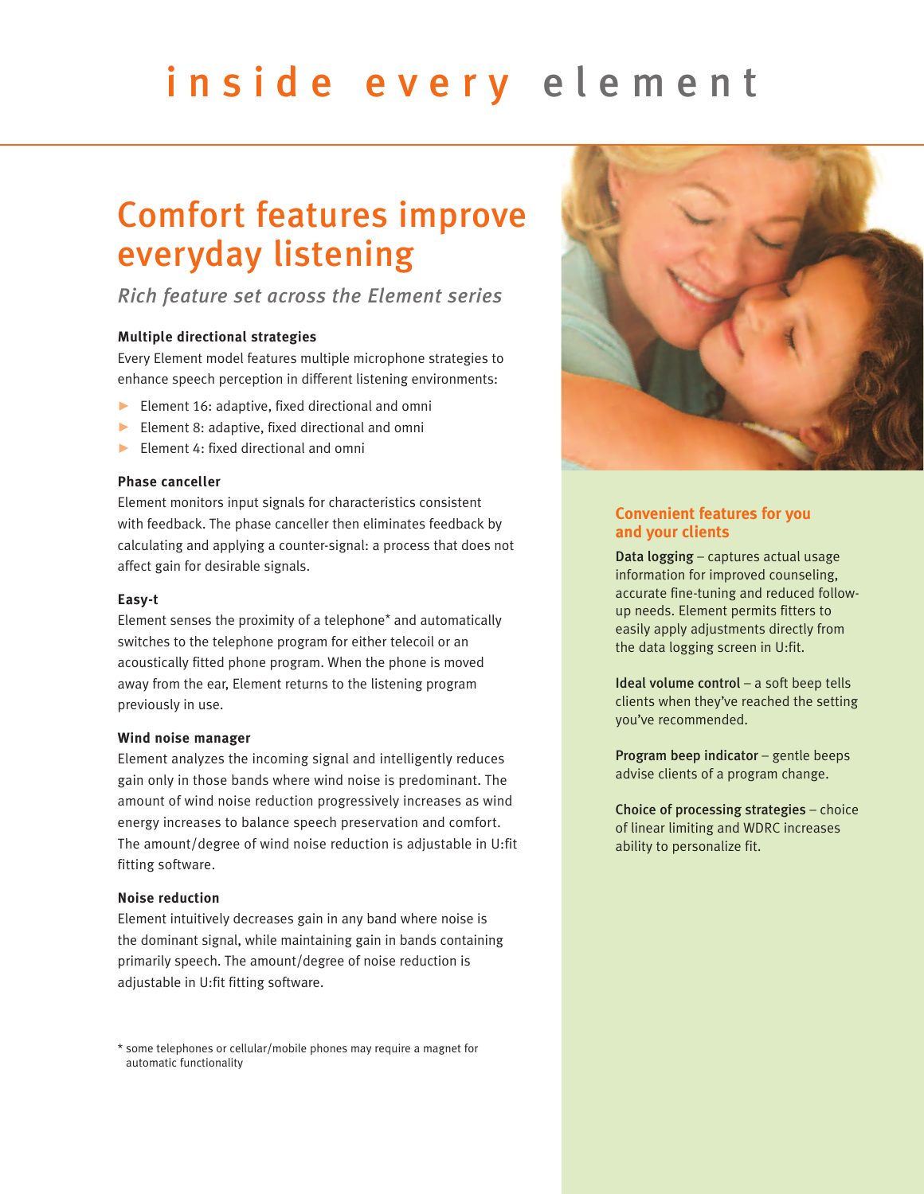# inside every element

## Comfort features improve everyday listening

*Rich feature set across the Element series*

### Multiple directional strategies

Every Element model features multiple microphone strategies to enhance speech perception in different listening environments:

- Element 16: adaptive, fixed directional and omni
- Element 8: adaptive, fixed directional and omni
- Element 4: fixed directional and omni

### Phase canceller

Element monitors input signals for characteristics consistent with feedback. The phase canceller then eliminates feedback by calculating and applying a counter-signal: a process that does not affect gain for desirable signals.

### Easy-t

Element senses the proximity of a telephone* and automatically switches to the telephone program for either telecoil or an acoustically fitted phone program. When the phone is moved away from the ear, Element returns to the listening program previously in use.

### Wind noise manager

Element analyzes the incoming signal and intelligently reduces gain only in those bands where wind noise is predominant. The amount of wind noise reduction progressively increases as wind energy increases to balance speech preservation and comfort. The amount/degree of wind noise reduction is adjustable in U:fit fitting software.

### Noise reduction

Element intuitively decreases gain in any band where noise is the dominant signal, while maintaining gain in bands containing primarily speech. The amount/degree of noise reduction is adjustable in U:fit fitting software.

* some telephones or cellular/mobile phones may require a magnet for automatic functionality

### Convenient features for you and your clients

**Data logging** – captures actual usage information for improved counseling, accurate fine-tuning and reduced follow-up needs. Element permits fitters to easily apply adjustments directly from the data logging screen in U:fit.

**Ideal volume control** – a soft beep tells clients when they've reached the setting you've recommended.

**Program beep indicator** – gentle beeps advise clients of a program change.

**Choice of processing strategies** – choice of linear limiting and WDRC increases ability to personalize fit.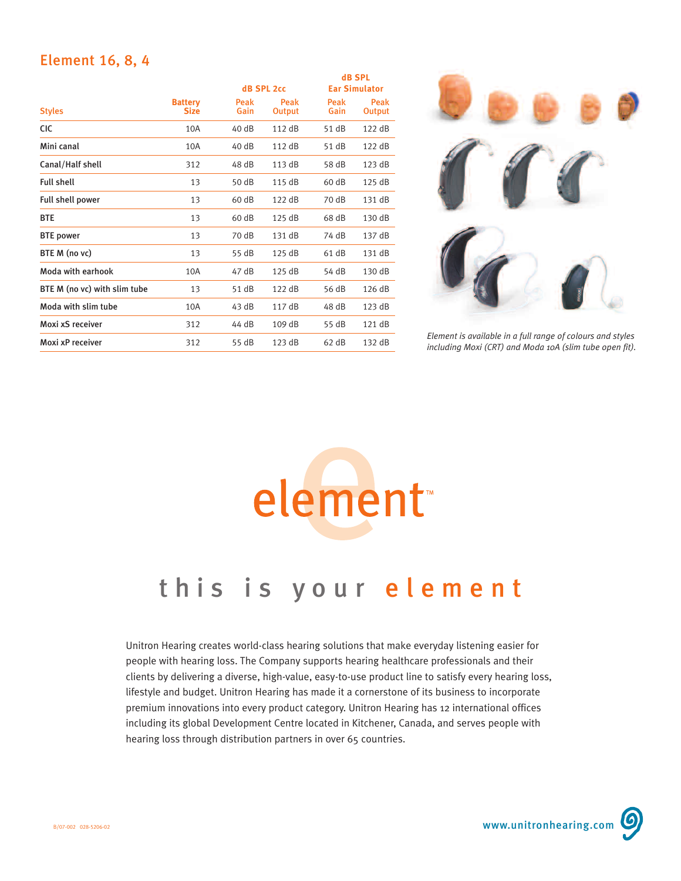## Element 16, 8, 4

| Styles | Battery Size | dB SPL 2cc | | dB SPL Ear Simulator | |
|---|---|---|---|---|---|
| | | Peak Gain | Peak Output | Peak Gain | Peak Output |
| CIC | 10A | 40 dB | 112 dB | 51 dB | 122 dB |
| Mini canal | 10A | 40 dB | 112 dB | 51 dB | 122 dB |
| Canal/Half shell | 312 | 48 dB | 113 dB | 58 dB | 123 dB |
| Full shell | 13 | 50 dB | 115 dB | 60 dB | 125 dB |
| Full shell power | 13 | 60 dB | 122 dB | 70 dB | 131 dB |
| BTE | 13 | 60 dB | 125 dB | 68 dB | 130 dB |
| BTE power | 13 | 70 dB | 131 dB | 74 dB | 137 dB |
| BTE M (no vc) | 13 | 55 dB | 125 dB | 61 dB | 131 dB |
| Moda with earhook | 10A | 47 dB | 125 dB | 54 dB | 130 dB |
| BTE M (no vc) with slim tube | 13 | 51 dB | 122 dB | 56 dB | 126 dB |
| Moda with slim tube | 10A | 43 dB | 117 dB | 48 dB | 123 dB |
| Moxi xS receiver | 312 | 44 dB | 109 dB | 55 dB | 121 dB |
| Moxi xP receiver | 312 | 55 dB | 123 dB | 62 dB | 132 dB |

*Element is available in a full range of colours and styles including Moxi (CRT) and Moda 10A (slim tube open fit).*

element™

this is your element

Unitron Hearing creates world-class hearing solutions that make everyday listening easier for people with hearing loss. The Company supports hearing healthcare professionals and their clients by delivering a diverse, high-value, easy-to-use product line to satisfy every hearing loss, lifestyle and budget. Unitron Hearing has made it a cornerstone of its business to incorporate premium innovations into every product category. Unitron Hearing has 12 international offices including its global Development Centre located in Kitchener, Canada, and serves people with hearing loss through distribution partners in over 65 countries.

B/07-002 028-5206-02

www.unitronhearing.com